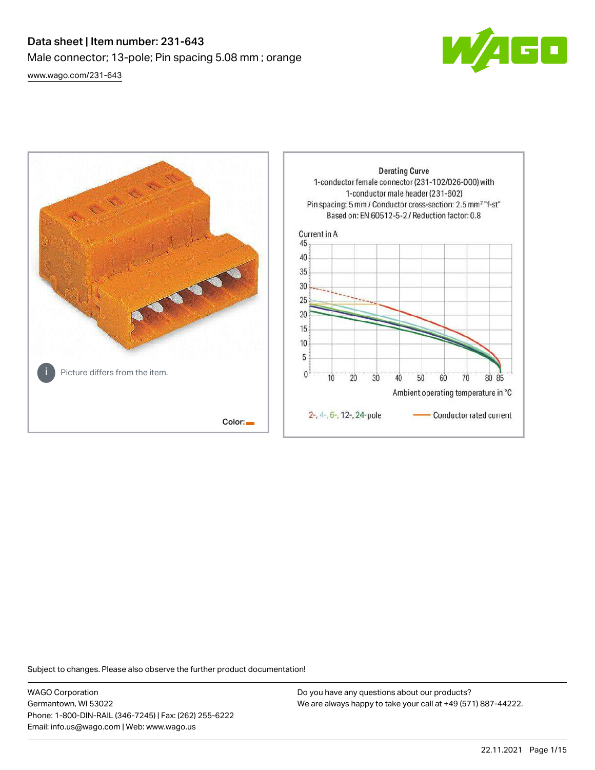# Data sheet | Item number: 231-643

Male connector; 13-pole; Pin spacing 5.08 mm ; orange

[www.wago.com/231-643](http://www.wago.com/231-643)

Picture differs from the item.

Color:

Derating Curve
1-conductor female connector (231-102/026-000) with 1-conductor male header (231-602)
Pin spacing: 5 mm / Conductor cross-section: 2.5 mm² "f-st"
Based on: EN 60512-5-2 / Reduction factor: 0.8

Current in A

Ambient operating temperature in °C

2-, 4-, 6-, 12-, 24-pole — Conductor rated current

Subject to changes. Please also observe the further product documentation!

WAGO Corporation
Germantown, WI 53022
Phone: 1-800-DIN-RAIL (346-7245) | Fax: (262) 255-6222
Email: info.us@wago.com | Web: www.wago.us

Do you have any questions about our products?
We are always happy to take your call at +49 (571) 887-44222.

22.11.2021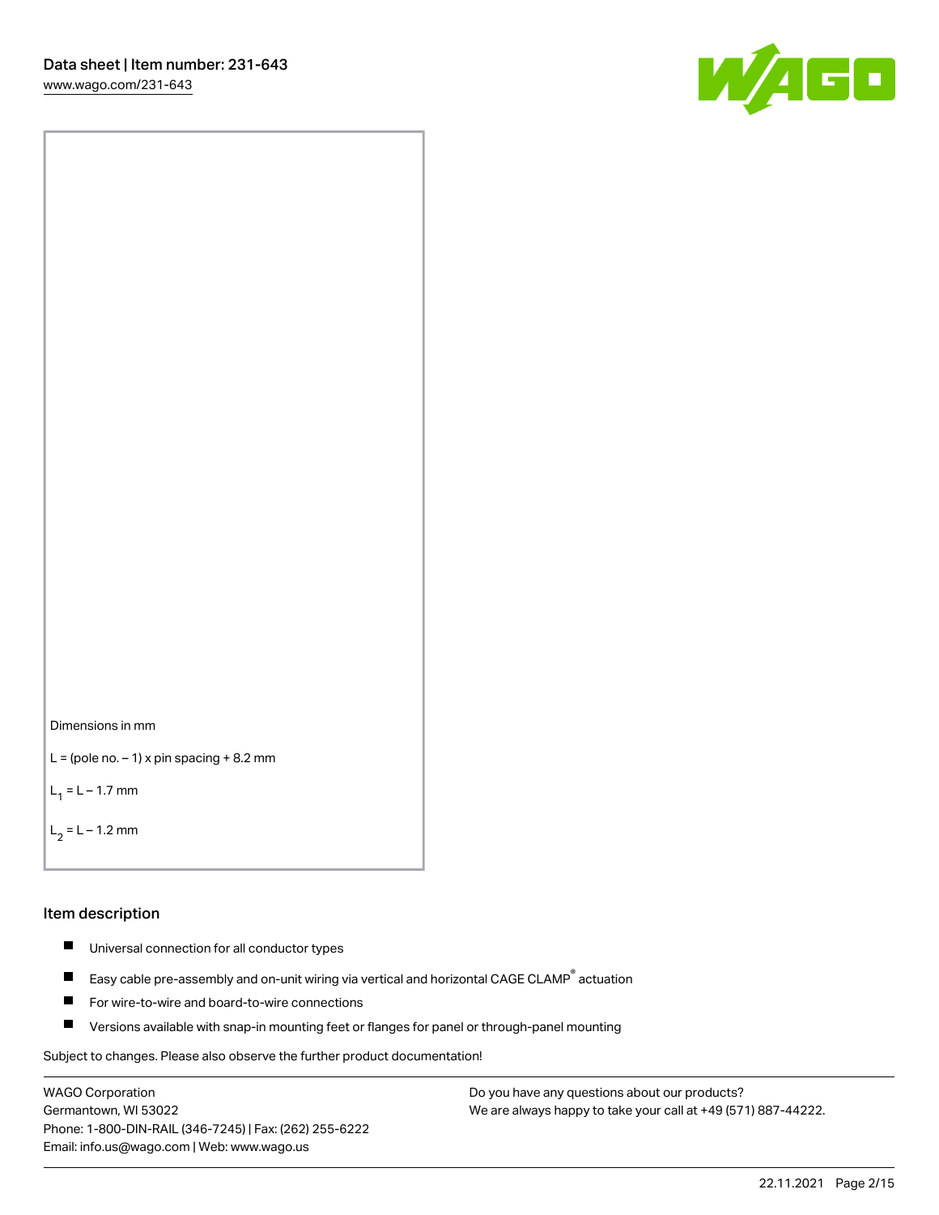Dimensions in mm

L = (pole no. – 1) x pin spacing + 8.2 mm

$L_1$ = L – 1.7 mm

$L_2$ = L – 1.2 mm

## Item description

- Universal connection for all conductor types
- Easy cable pre-assembly and on-unit wiring via vertical and horizontal CAGE CLAMP® actuation
- For wire-to-wire and board-to-wire connections
- Versions available with snap-in mounting feet or flanges for panel or through-panel mounting

Subject to changes. Please also observe the further product documentation!

WAGO Corporation
Germantown, WI 53022
Phone: 1-800-DIN-RAIL (346-7245) | Fax: (262) 255-6222
Email: info.us@wago.com | Web: www.wago.us

Do you have any questions about our products?
We are always happy to take your call at +49 (571) 887-44222.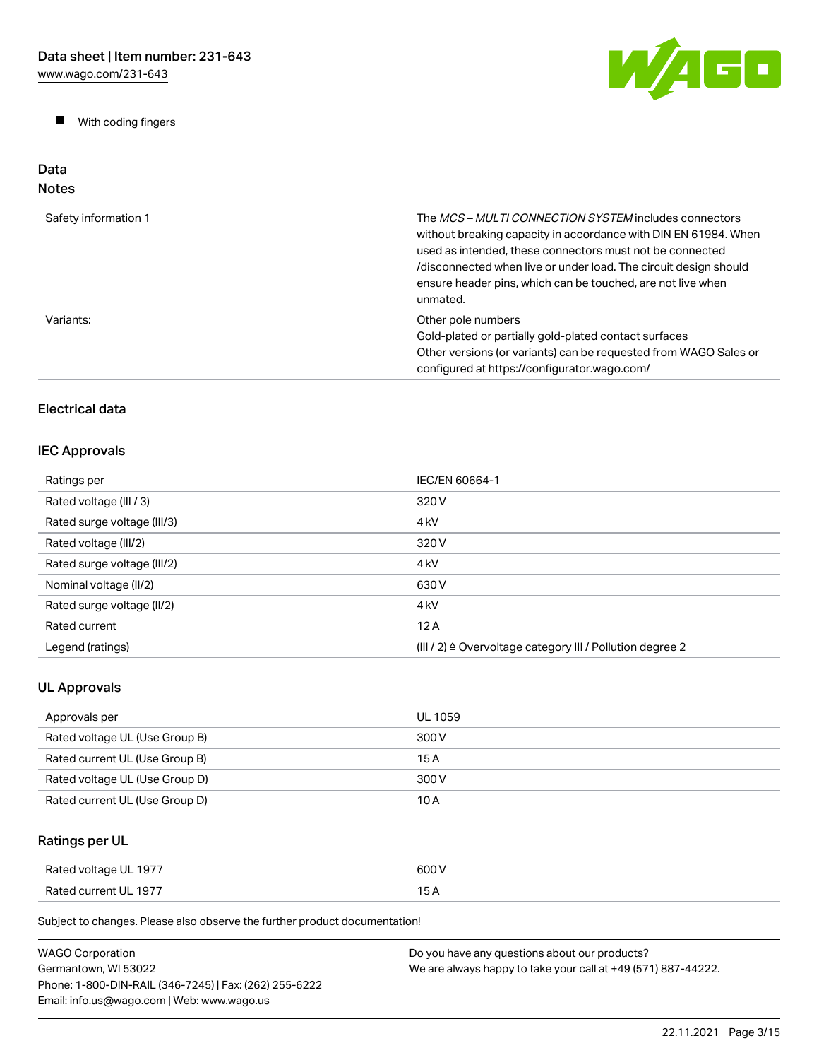- With coding fingers

## Data

### Notes

| | |
|---|---|
| Safety information 1 | The *MCS – MULTI CONNECTION SYSTEM* includes connectors without breaking capacity in accordance with DIN EN 61984. When used as intended, these connectors must not be connected /disconnected when live or under load. The circuit design should ensure header pins, which can be touched, are not live when unmated. |
| Variants: | Other pole numbers<br>Gold-plated or partially gold-plated contact surfaces<br>Other versions (or variants) can be requested from WAGO Sales or configured at https://configurator.wago.com/ |

### Electrical data

### IEC Approvals

| | |
|---|---|
| Ratings per | IEC/EN 60664-1 |
| Rated voltage (III / 3) | 320 V |
| Rated surge voltage (III/3) | 4 kV |
| Rated voltage (III/2) | 320 V |
| Rated surge voltage (III/2) | 4 kV |
| Nominal voltage (II/2) | 630 V |
| Rated surge voltage (II/2) | 4 kV |
| Rated current | 12 A |
| Legend (ratings) | (III / 2) ≙ Overvoltage category III / Pollution degree 2 |

### UL Approvals

| | |
|---|---|
| Approvals per | UL 1059 |
| Rated voltage UL (Use Group B) | 300 V |
| Rated current UL (Use Group B) | 15 A |
| Rated voltage UL (Use Group D) | 300 V |
| Rated current UL (Use Group D) | 10 A |

### Ratings per UL

| | |
|---|---|
| Rated voltage UL 1977 | 600 V |
| Rated current UL 1977 | 15 A |

Subject to changes. Please also observe the further product documentation!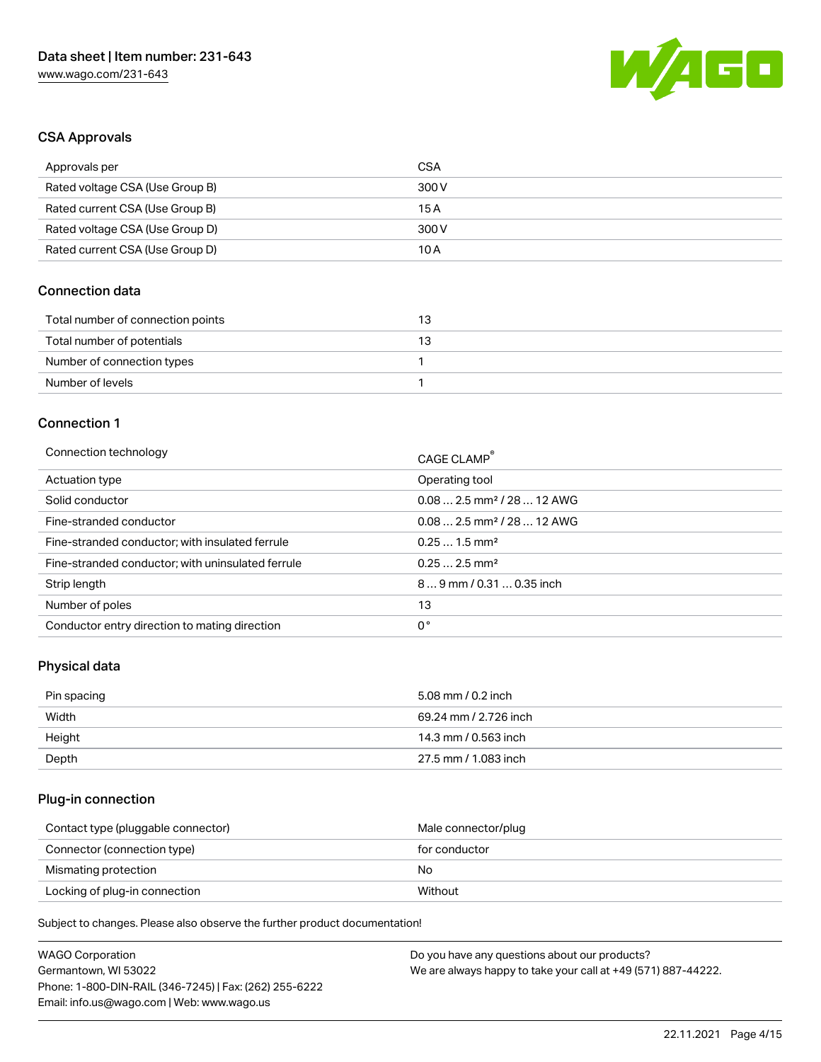## CSA Approvals

| Approvals per | CSA |
| --- | --- |
| Rated voltage CSA (Use Group B) | 300 V |
| Rated current CSA (Use Group B) | 15 A |
| Rated voltage CSA (Use Group D) | 300 V |
| Rated current CSA (Use Group D) | 10 A |

## Connection data

| Total number of connection points | 13 |
| --- | --- |
| Total number of potentials | 13 |
| Number of connection types | 1 |
| Number of levels | 1 |

## Connection 1

| Connection technology | CAGE CLAMP® |
| --- | --- |
| Actuation type | Operating tool |
| Solid conductor | 0.08 … 2.5 mm² / 28 … 12 AWG |
| Fine-stranded conductor | 0.08 … 2.5 mm² / 28 … 12 AWG |
| Fine-stranded conductor; with insulated ferrule | 0.25 … 1.5 mm² |
| Fine-stranded conductor; with uninsulated ferrule | 0.25 … 2.5 mm² |
| Strip length | 8 … 9 mm / 0.31 … 0.35 inch |
| Number of poles | 13 |
| Conductor entry direction to mating direction | 0 ° |

## Physical data

| Pin spacing | 5.08 mm / 0.2 inch |
| --- | --- |
| Width | 69.24 mm / 2.726 inch |
| Height | 14.3 mm / 0.563 inch |
| Depth | 27.5 mm / 1.083 inch |

## Plug-in connection

| Contact type (pluggable connector) | Male connector/plug |
| --- | --- |
| Connector (connection type) | for conductor |
| Mismatching protection | No |
| Locking of plug-in connection | Without |

Subject to changes. Please also observe the further product documentation!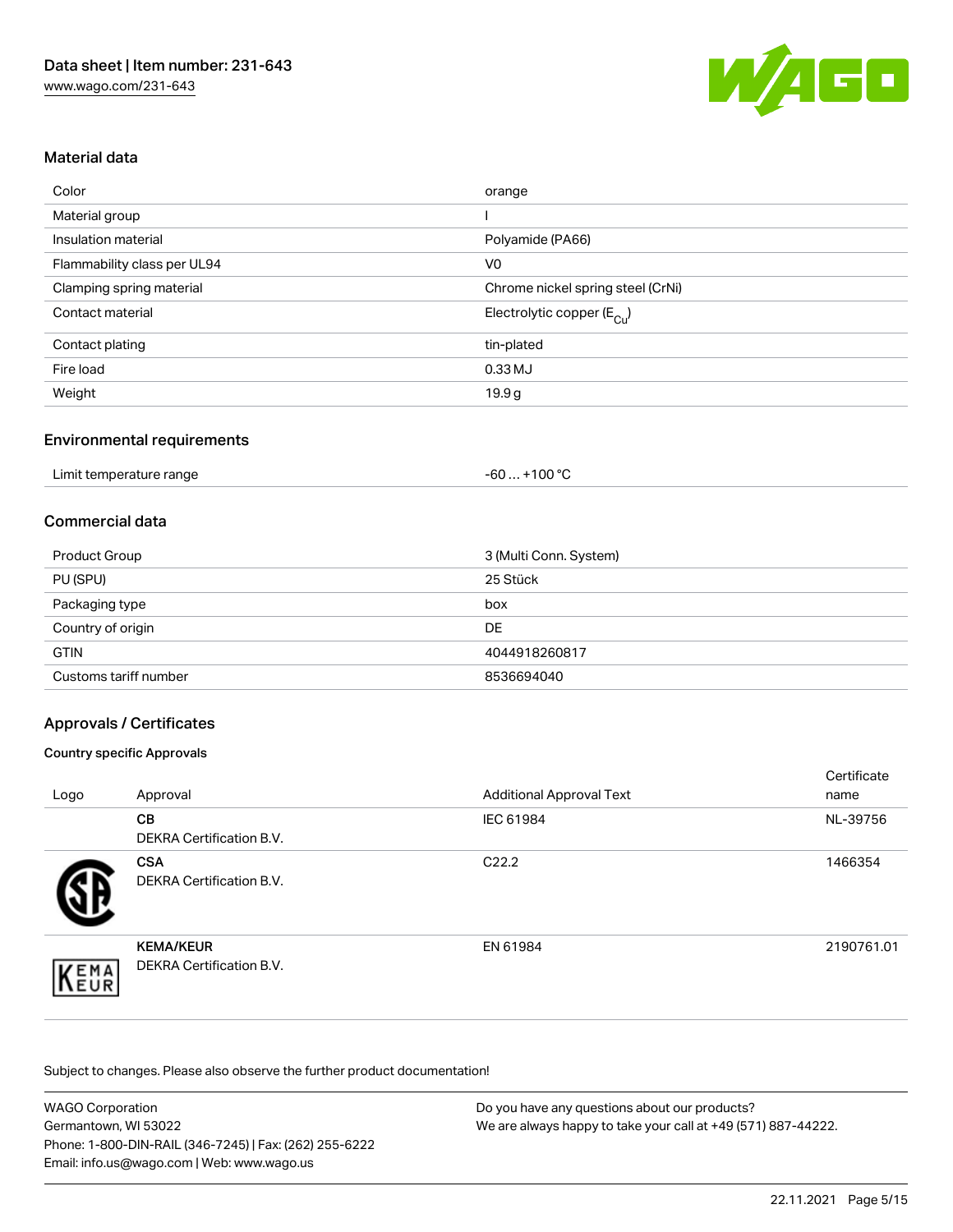## Material data

| | |
|---|---|
| Color | orange |
| Material group | I |
| Insulation material | Polyamide (PA66) |
| Flammability class per UL94 | V0 |
| Clamping spring material | Chrome nickel spring steel (CrNi) |
| Contact material | Electrolytic copper ($E_{Cu}$) |
| Contact plating | tin-plated |
| Fire load | 0.33 MJ |
| Weight | 19.9 g |

## Environmental requirements

| | |
|---|---|
| Limit temperature range | -60 … +100 °C |

## Commercial data

| | |
|---|---|
| Product Group | 3 (Multi Conn. System) |
| PU (SPU) | 25 Stück |
| Packaging type | box |
| Country of origin | DE |
| GTIN | 4044918260817 |
| Customs tariff number | 8536694040 |

## Approvals / Certificates

### Country specific Approvals

| Logo | Approval | Additional Approval Text | Certificate name |
|---|---|---|---|
| | **CB** DEKRA Certification B.V. | IEC 61984 | NL-39756 |
| | **CSA** DEKRA Certification B.V. | C22.2 | 1466354 |
| | **KEMA/KEUR** DEKRA Certification B.V. | EN 61984 | 2190761.01 |

Subject to changes. Please also observe the further product documentation!

WAGO Corporation
Germantown, WI 53022
Phone: 1-800-DIN-RAIL (346-7245) | Fax: (262) 255-6222
Email: info.us@wago.com | Web: www.wago.us

Do you have any questions about our products?
We are always happy to take your call at +49 (571) 887-44222.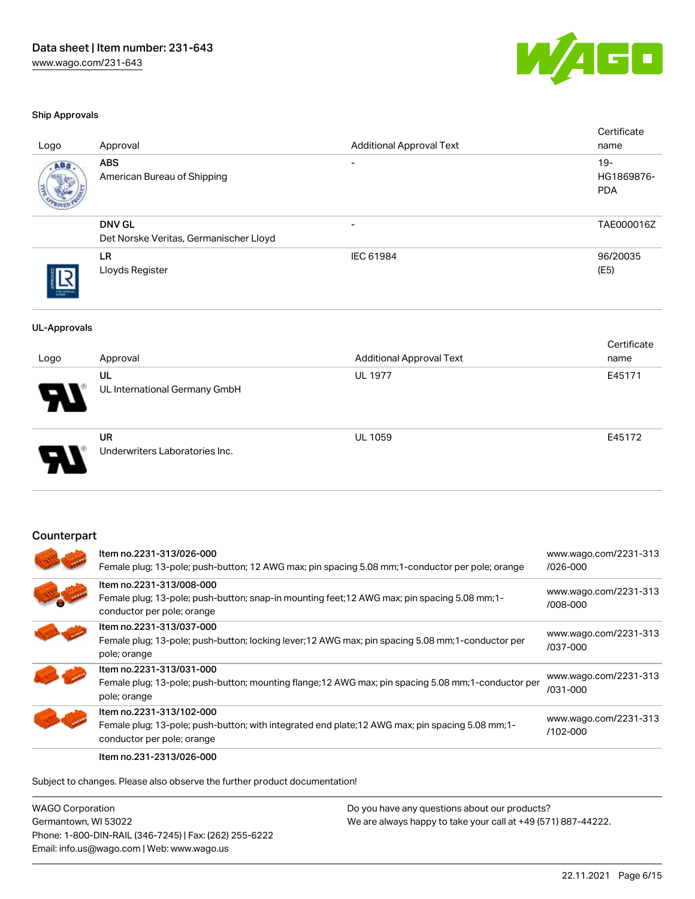## Ship Approvals

| Logo | Approval | Additional Approval Text | Certificate name |
|---|---|---|---|
| | **ABS**<br>American Bureau of Shipping | - | 19-HG1869876-PDA |
| | **DNV GL**<br>Det Norske Veritas, Germanischer Lloyd | - | TAE000016Z |
| | **LR**<br>Lloyds Register | IEC 61984 | 96/20035 (E5) |

## UL-Approvals

| Logo | Approval | Additional Approval Text | Certificate name |
|---|---|---|---|
| | **UL**<br>UL International Germany GmbH | UL 1977 | E45171 |
| | **UR**<br>Underwriters Laboratories Inc. | UL 1059 | E45172 |

## Counterpart

| | Item | Link |
|---|---|---|
| | Item no.2231-313/026-000<br>Female plug; 13-pole; push-button; 12 AWG max; pin spacing 5.08 mm;1-conductor per pole; orange | www.wago.com/2231-313/026-000 |
| | Item no.2231-313/008-000<br>Female plug; 13-pole; push-button; snap-in mounting feet;12 AWG max; pin spacing 5.08 mm;1-conductor per pole; orange | www.wago.com/2231-313/008-000 |
| | Item no.2231-313/037-000<br>Female plug; 13-pole; push-button; locking lever;12 AWG max; pin spacing 5.08 mm;1-conductor per pole; orange | www.wago.com/2231-313/037-000 |
| | Item no.2231-313/031-000<br>Female plug; 13-pole; push-button; mounting flange;12 AWG max; pin spacing 5.08 mm;1-conductor per pole; orange | www.wago.com/2231-313/031-000 |
| | Item no.2231-313/102-000<br>Female plug; 13-pole; push-button; with integrated end plate;12 AWG max; pin spacing 5.08 mm;1-conductor per pole; orange | www.wago.com/2231-313/102-000 |
| | Item no.231-2313/026-000 | |

Subject to changes. Please also observe the further product documentation!

WAGO Corporation
Germantown, WI 53022
Phone: 1-800-DIN-RAIL (346-7245) | Fax: (262) 255-6222
Email: info.us@wago.com | Web: www.wago.us

Do you have any questions about our products?
We are always happy to take your call at +49 (571) 887-44222.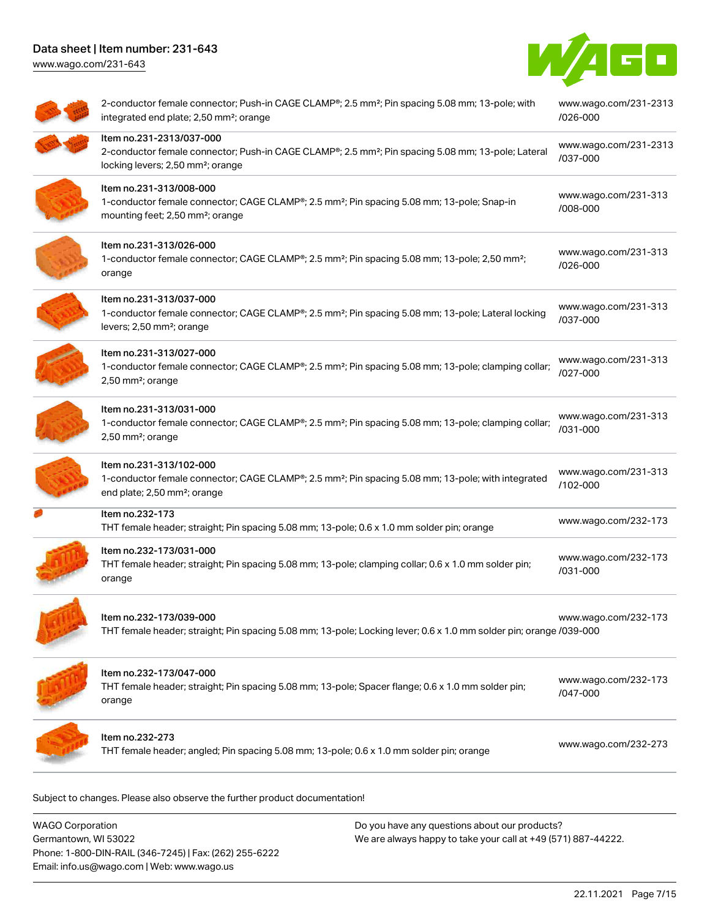| Description | Link |
| --- | --- |
| 2-conductor female connector; Push-in CAGE CLAMP®; 2.5 mm²; Pin spacing 5.08 mm; 13-pole; with integrated end plate; 2,50 mm²; orange | www.wago.com/231-2313/026-000 |
| Item no.231-2313/037-000<br>2-conductor female connector; Push-in CAGE CLAMP®; 2.5 mm²; Pin spacing 5.08 mm; 13-pole; Lateral locking levers; 2,50 mm²; orange | www.wago.com/231-2313/037-000 |
| Item no.231-313/008-000<br>1-conductor female connector; CAGE CLAMP®; 2.5 mm²; Pin spacing 5.08 mm; 13-pole; Snap-in mounting feet; 2,50 mm²; orange | www.wago.com/231-313/008-000 |
| Item no.231-313/026-000<br>1-conductor female connector; CAGE CLAMP®; 2.5 mm²; Pin spacing 5.08 mm; 13-pole; 2,50 mm²; orange | www.wago.com/231-313/026-000 |
| Item no.231-313/037-000<br>1-conductor female connector; CAGE CLAMP®; 2.5 mm²; Pin spacing 5.08 mm; 13-pole; Lateral locking levers; 2,50 mm²; orange | www.wago.com/231-313/037-000 |
| Item no.231-313/027-000<br>1-conductor female connector; CAGE CLAMP®; 2.5 mm²; Pin spacing 5.08 mm; 13-pole; clamping collar; 2,50 mm²; orange | www.wago.com/231-313/027-000 |
| Item no.231-313/031-000<br>1-conductor female connector; CAGE CLAMP®; 2.5 mm²; Pin spacing 5.08 mm; 13-pole; clamping collar; 2,50 mm²; orange | www.wago.com/231-313/031-000 |
| Item no.231-313/102-000<br>1-conductor female connector; CAGE CLAMP®; 2.5 mm²; Pin spacing 5.08 mm; 13-pole; with integrated end plate; 2,50 mm²; orange | www.wago.com/231-313/102-000 |
| Item no.232-173<br>THT female header; straight; Pin spacing 5.08 mm; 13-pole; 0.6 x 1.0 mm solder pin; orange | www.wago.com/232-173 |
| Item no.232-173/031-000<br>THT female header; straight; Pin spacing 5.08 mm; 13-pole; clamping collar; 0.6 x 1.0 mm solder pin; orange | www.wago.com/232-173/031-000 |
| Item no.232-173/039-000<br>THT female header; straight; Pin spacing 5.08 mm; 13-pole; Locking lever; 0.6 x 1.0 mm solder pin; orange | www.wago.com/232-173/039-000 |
| Item no.232-173/047-000<br>THT female header; straight; Pin spacing 5.08 mm; 13-pole; Spacer flange; 0.6 x 1.0 mm solder pin; orange | www.wago.com/232-173/047-000 |
| Item no.232-273<br>THT female header; angled; Pin spacing 5.08 mm; 13-pole; 0.6 x 1.0 mm solder pin; orange | www.wago.com/232-273 |

Subject to changes. Please also observe the further product documentation!

WAGO Corporation
Germantown, WI 53022
Phone: 1-800-DIN-RAIL (346-7245) | Fax: (262) 255-6222
Email: info.us@wago.com | Web: www.wago.us

Do you have any questions about our products?
We are always happy to take your call at +49 (571) 887-44222.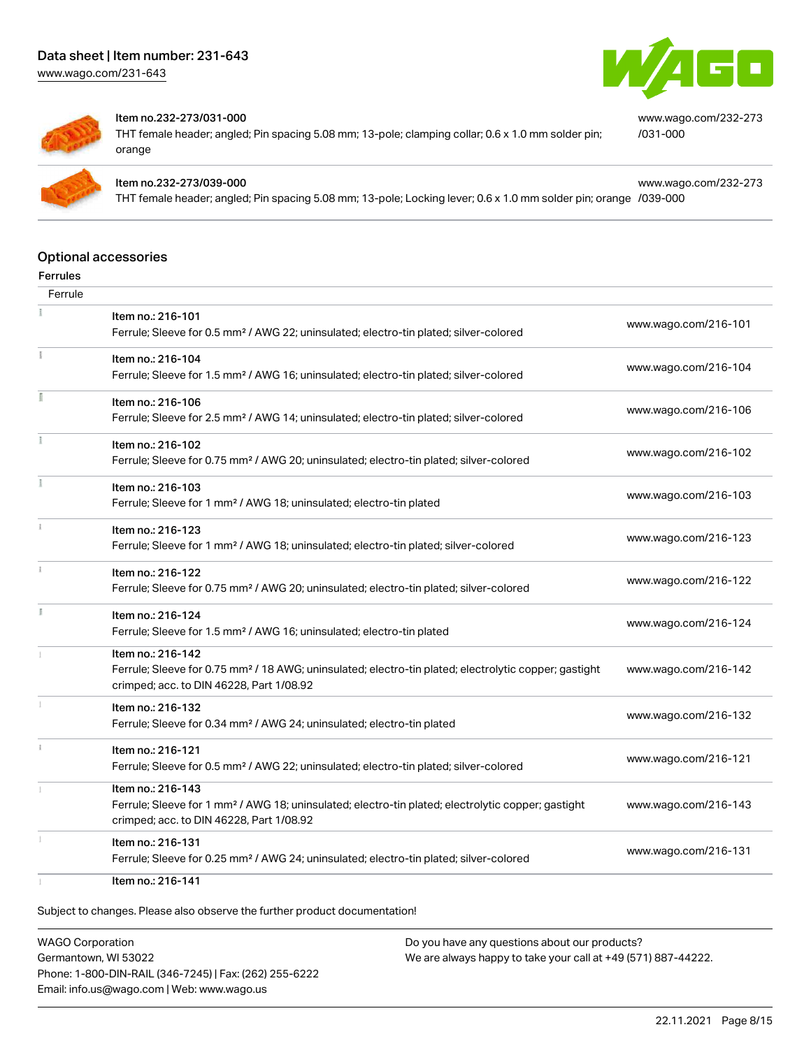| | Item no.232-273/031-000 THT female header; angled; Pin spacing 5.08 mm; 13-pole; clamping collar; 0.6 x 1.0 mm solder pin; orange | www.wago.com/232-273/031-000 |
|---|---|---|
| | Item no.232-273/039-000 THT female header; angled; Pin spacing 5.08 mm; 13-pole; Locking lever; 0.6 x 1.0 mm solder pin; orange | www.wago.com/232-273/039-000 |

## Optional accessories

### Ferrules

| Ferrule | | |
|---|---|---|
| | Item no.: 216-101<br>Ferrule; Sleeve for 0.5 mm² / AWG 22; uninsulated; electro-tin plated; silver-colored | www.wago.com/216-101 |
| | Item no.: 216-104<br>Ferrule; Sleeve for 1.5 mm² / AWG 16; uninsulated; electro-tin plated; silver-colored | www.wago.com/216-104 |
| | Item no.: 216-106<br>Ferrule; Sleeve for 2.5 mm² / AWG 14; uninsulated; electro-tin plated; silver-colored | www.wago.com/216-106 |
| | Item no.: 216-102<br>Ferrule; Sleeve for 0.75 mm² / AWG 20; uninsulated; electro-tin plated; silver-colored | www.wago.com/216-102 |
| | Item no.: 216-103<br>Ferrule; Sleeve for 1 mm² / AWG 18; uninsulated; electro-tin plated | www.wago.com/216-103 |
| | Item no.: 216-123<br>Ferrule; Sleeve for 1 mm² / AWG 18; uninsulated; electro-tin plated; silver-colored | www.wago.com/216-123 |
| | Item no.: 216-122<br>Ferrule; Sleeve for 0.75 mm² / AWG 20; uninsulated; electro-tin plated; silver-colored | www.wago.com/216-122 |
| | Item no.: 216-124<br>Ferrule; Sleeve for 1.5 mm² / AWG 16; uninsulated; electro-tin plated | www.wago.com/216-124 |
| | Item no.: 216-142<br>Ferrule; Sleeve for 0.75 mm² / 18 AWG; uninsulated; electro-tin plated; electrolytic copper; gastight crimped; acc. to DIN 46228, Part 1/08.92 | www.wago.com/216-142 |
| | Item no.: 216-132<br>Ferrule; Sleeve for 0.34 mm² / AWG 24; uninsulated; electro-tin plated | www.wago.com/216-132 |
| | Item no.: 216-121<br>Ferrule; Sleeve for 0.5 mm² / AWG 22; uninsulated; electro-tin plated; silver-colored | www.wago.com/216-121 |
| | Item no.: 216-143<br>Ferrule; Sleeve for 1 mm² / AWG 18; uninsulated; electro-tin plated; electrolytic copper; gastight crimped; acc. to DIN 46228, Part 1/08.92 | www.wago.com/216-143 |
| | Item no.: 216-131<br>Ferrule; Sleeve for 0.25 mm² / AWG 24; uninsulated; electro-tin plated; silver-colored | www.wago.com/216-131 |
| | Item no.: 216-141 | |

Subject to changes. Please also observe the further product documentation!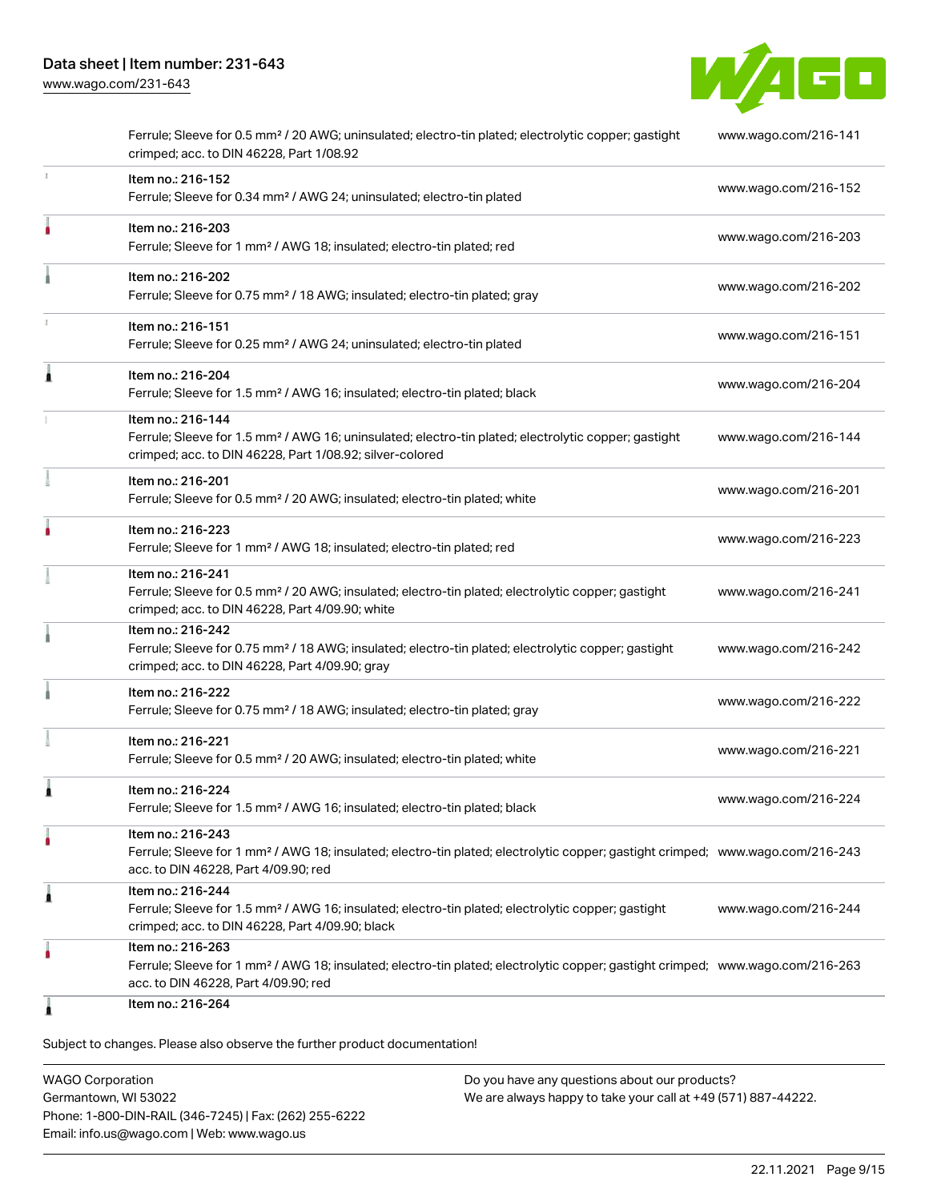| Item | Link |
| --- | --- |
| Ferrule; Sleeve for 0.5 mm² / 20 AWG; uninsulated; electro-tin plated; electrolytic copper; gastight crimped; acc. to DIN 46228, Part 1/08.92 | www.wago.com/216-141 |
| Item no.: 216-152<br>Ferrule; Sleeve for 0.34 mm² / AWG 24; uninsulated; electro-tin plated | www.wago.com/216-152 |
| Item no.: 216-203<br>Ferrule; Sleeve for 1 mm² / AWG 18; insulated; electro-tin plated; red | www.wago.com/216-203 |
| Item no.: 216-202<br>Ferrule; Sleeve for 0.75 mm² / 18 AWG; insulated; electro-tin plated; gray | www.wago.com/216-202 |
| Item no.: 216-151<br>Ferrule; Sleeve for 0.25 mm² / AWG 24; uninsulated; electro-tin plated | www.wago.com/216-151 |
| Item no.: 216-204<br>Ferrule; Sleeve for 1.5 mm² / AWG 16; insulated; electro-tin plated; black | www.wago.com/216-204 |
| Item no.: 216-144<br>Ferrule; Sleeve for 1.5 mm² / AWG 16; uninsulated; electro-tin plated; electrolytic copper; gastight crimped; acc. to DIN 46228, Part 1/08.92; silver-colored | www.wago.com/216-144 |
| Item no.: 216-201<br>Ferrule; Sleeve for 0.5 mm² / 20 AWG; insulated; electro-tin plated; white | www.wago.com/216-201 |
| Item no.: 216-223<br>Ferrule; Sleeve for 1 mm² / AWG 18; insulated; electro-tin plated; red | www.wago.com/216-223 |
| Item no.: 216-241<br>Ferrule; Sleeve for 0.5 mm² / 20 AWG; insulated; electro-tin plated; electrolytic copper; gastight crimped; acc. to DIN 46228, Part 4/09.90; white | www.wago.com/216-241 |
| Item no.: 216-242<br>Ferrule; Sleeve for 0.75 mm² / 18 AWG; insulated; electro-tin plated; electrolytic copper; gastight crimped; acc. to DIN 46228, Part 4/09.90; gray | www.wago.com/216-242 |
| Item no.: 216-222<br>Ferrule; Sleeve for 0.75 mm² / 18 AWG; insulated; electro-tin plated; gray | www.wago.com/216-222 |
| Item no.: 216-221<br>Ferrule; Sleeve for 0.5 mm² / 20 AWG; insulated; electro-tin plated; white | www.wago.com/216-221 |
| Item no.: 216-224<br>Ferrule; Sleeve for 1.5 mm² / AWG 16; insulated; electro-tin plated; black | www.wago.com/216-224 |
| Item no.: 216-243<br>Ferrule; Sleeve for 1 mm² / AWG 18; insulated; electro-tin plated; electrolytic copper; gastight crimped; acc. to DIN 46228, Part 4/09.90; red | www.wago.com/216-243 |
| Item no.: 216-244<br>Ferrule; Sleeve for 1.5 mm² / AWG 16; insulated; electro-tin plated; electrolytic copper; gastight crimped; acc. to DIN 46228, Part 4/09.90; black | www.wago.com/216-244 |
| Item no.: 216-263<br>Ferrule; Sleeve for 1 mm² / AWG 18; insulated; electro-tin plated; electrolytic copper; gastight crimped; acc. to DIN 46228, Part 4/09.90; red | www.wago.com/216-263 |
| Item no.: 216-264 | |

Subject to changes. Please also observe the further product documentation!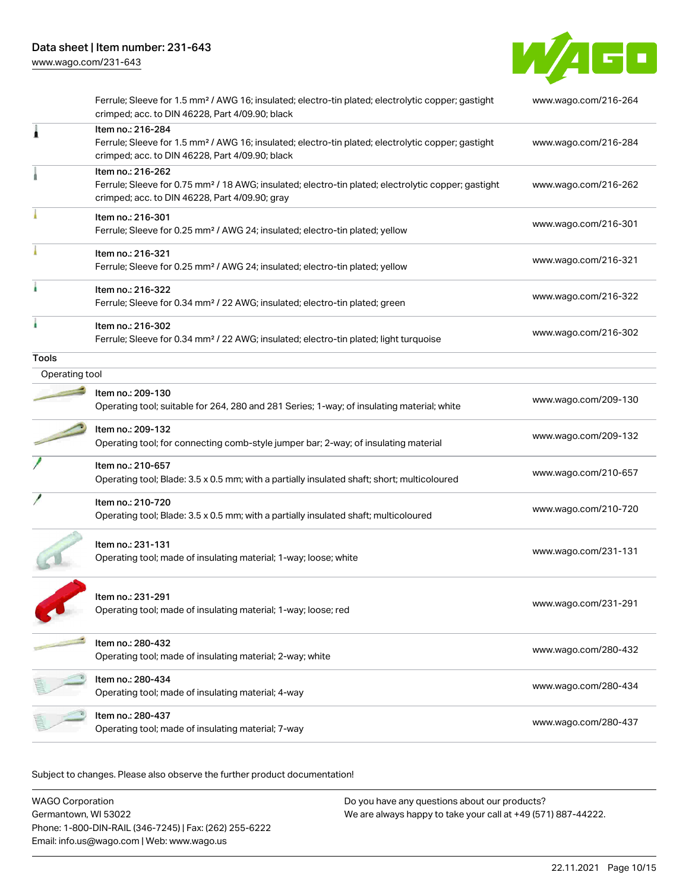| Description | Link |
| --- | --- |
| Ferrule; Sleeve for 1.5 mm² / AWG 16; insulated; electro-tin plated; electrolytic copper; gastight crimped; acc. to DIN 46228, Part 4/09.90; black | www.wago.com/216-264 |
| Item no.: 216-284<br>Ferrule; Sleeve for 1.5 mm² / AWG 16; insulated; electro-tin plated; electrolytic copper; gastight crimped; acc. to DIN 46228, Part 4/09.90; black | www.wago.com/216-284 |
| Item no.: 216-262<br>Ferrule; Sleeve for 0.75 mm² / 18 AWG; insulated; electro-tin plated; electrolytic copper; gastight crimped; acc. to DIN 46228, Part 4/09.90; gray | www.wago.com/216-262 |
| Item no.: 216-301<br>Ferrule; Sleeve for 0.25 mm² / AWG 24; insulated; electro-tin plated; yellow | www.wago.com/216-301 |
| Item no.: 216-321<br>Ferrule; Sleeve for 0.25 mm² / AWG 24; insulated; electro-tin plated; yellow | www.wago.com/216-321 |
| Item no.: 216-322<br>Ferrule; Sleeve for 0.34 mm² / 22 AWG; insulated; electro-tin plated; green | www.wago.com/216-322 |
| Item no.: 216-302<br>Ferrule; Sleeve for 0.34 mm² / 22 AWG; insulated; electro-tin plated; light turquoise | www.wago.com/216-302 |

## Tools

### Operating tool

| Description | Link |
| --- | --- |
| Item no.: 209-130<br>Operating tool; suitable for 264, 280 and 281 Series; 1-way; of insulating material; white | www.wago.com/209-130 |
| Item no.: 209-132<br>Operating tool; for connecting comb-style jumper bar; 2-way; of insulating material | www.wago.com/209-132 |
| Item no.: 210-657<br>Operating tool; Blade: 3.5 x 0.5 mm; with a partially insulated shaft; short; multicoloured | www.wago.com/210-657 |
| Item no.: 210-720<br>Operating tool; Blade: 3.5 x 0.5 mm; with a partially insulated shaft; multicoloured | www.wago.com/210-720 |
| Item no.: 231-131<br>Operating tool; made of insulating material; 1-way; loose; white | www.wago.com/231-131 |
| Item no.: 231-291<br>Operating tool; made of insulating material; 1-way; loose; red | www.wago.com/231-291 |
| Item no.: 280-432<br>Operating tool; made of insulating material; 2-way; white | www.wago.com/280-432 |
| Item no.: 280-434<br>Operating tool; made of insulating material; 4-way | www.wago.com/280-434 |
| Item no.: 280-437<br>Operating tool; made of insulating material; 7-way | www.wago.com/280-437 |

Subject to changes. Please also observe the further product documentation!

WAGO Corporation
Germantown, WI 53022
Phone: 1-800-DIN-RAIL (346-7245) | Fax: (262) 255-6222
Email: info.us@wago.com | Web: www.wago.us

Do you have any questions about our products?
We are always happy to take your call at +49 (571) 887-44222.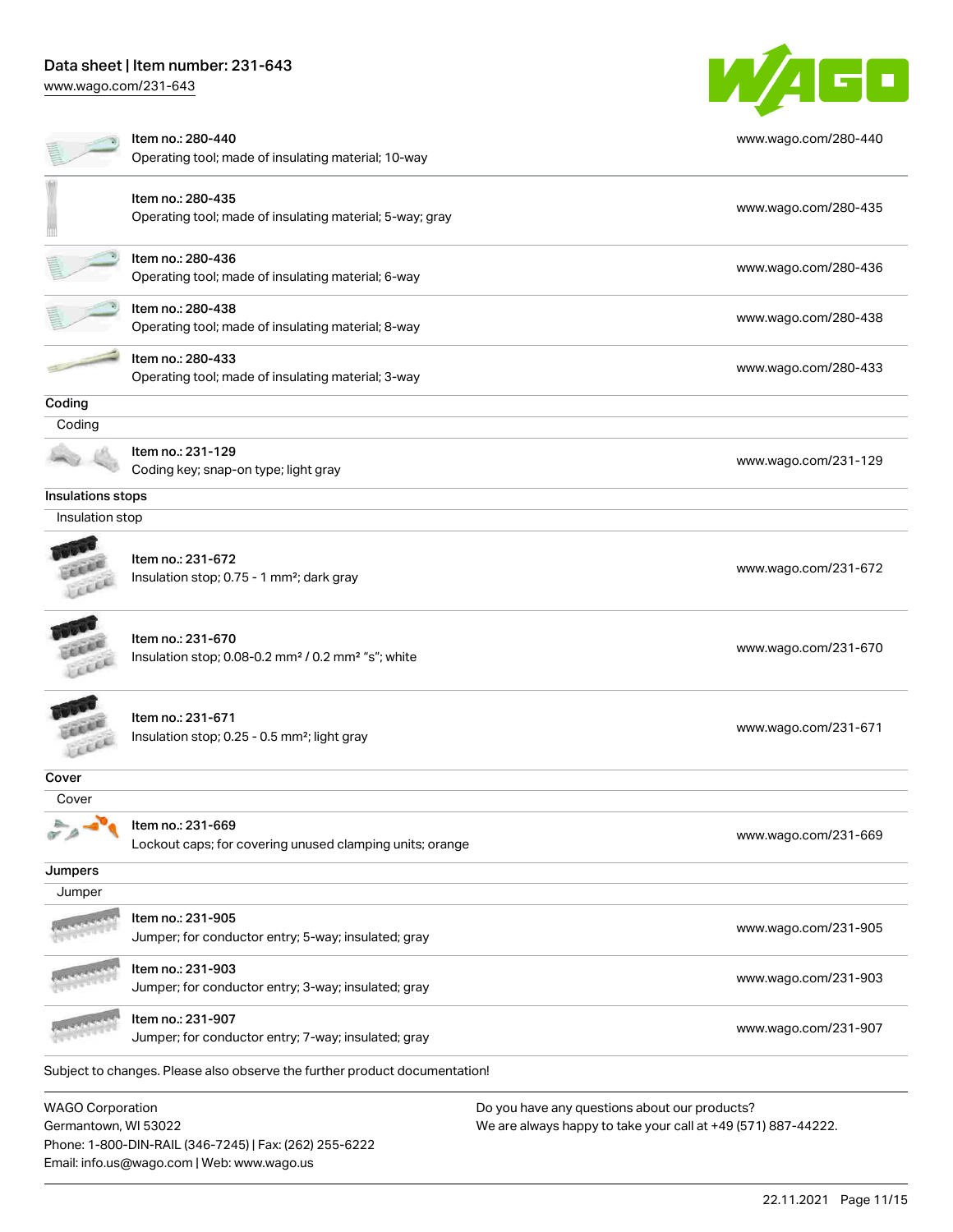| | | |
|---|---|---|
| | Item no.: 280-440<br>Operating tool; made of insulating material; 10-way | www.wago.com/280-440 |
| | Item no.: 280-435<br>Operating tool; made of insulating material; 5-way; gray | www.wago.com/280-435 |
| | Item no.: 280-436<br>Operating tool; made of insulating material; 6-way | www.wago.com/280-436 |
| | Item no.: 280-438<br>Operating tool; made of insulating material; 8-way | www.wago.com/280-438 |
| | Item no.: 280-433<br>Operating tool; made of insulating material; 3-way | www.wago.com/280-433 |

**Coding**

Coding

| | | |
|---|---|---|
| | Item no.: 231-129<br>Coding key; snap-on type; light gray | www.wago.com/231-129 |

**Insulations stops**

Insulation stop

| | | |
|---|---|---|
| | Item no.: 231-672<br>Insulation stop; 0.75 - 1 mm²; dark gray | www.wago.com/231-672 |
| | Item no.: 231-670<br>Insulation stop; 0.08-0.2 mm² / 0.2 mm² "s"; white | www.wago.com/231-670 |
| | Item no.: 231-671<br>Insulation stop; 0.25 - 0.5 mm²; light gray | www.wago.com/231-671 |

**Cover**

Cover

| | | |
|---|---|---|
| | Item no.: 231-669<br>Lockout caps; for covering unused clamping units; orange | www.wago.com/231-669 |

**Jumpers**

Jumper

| | | |
|---|---|---|
| | Item no.: 231-905<br>Jumper; for conductor entry; 5-way; insulated; gray | www.wago.com/231-905 |
| | Item no.: 231-903<br>Jumper; for conductor entry; 3-way; insulated; gray | www.wago.com/231-903 |
| | Item no.: 231-907<br>Jumper; for conductor entry; 7-way; insulated; gray | www.wago.com/231-907 |

Subject to changes. Please also observe the further product documentation!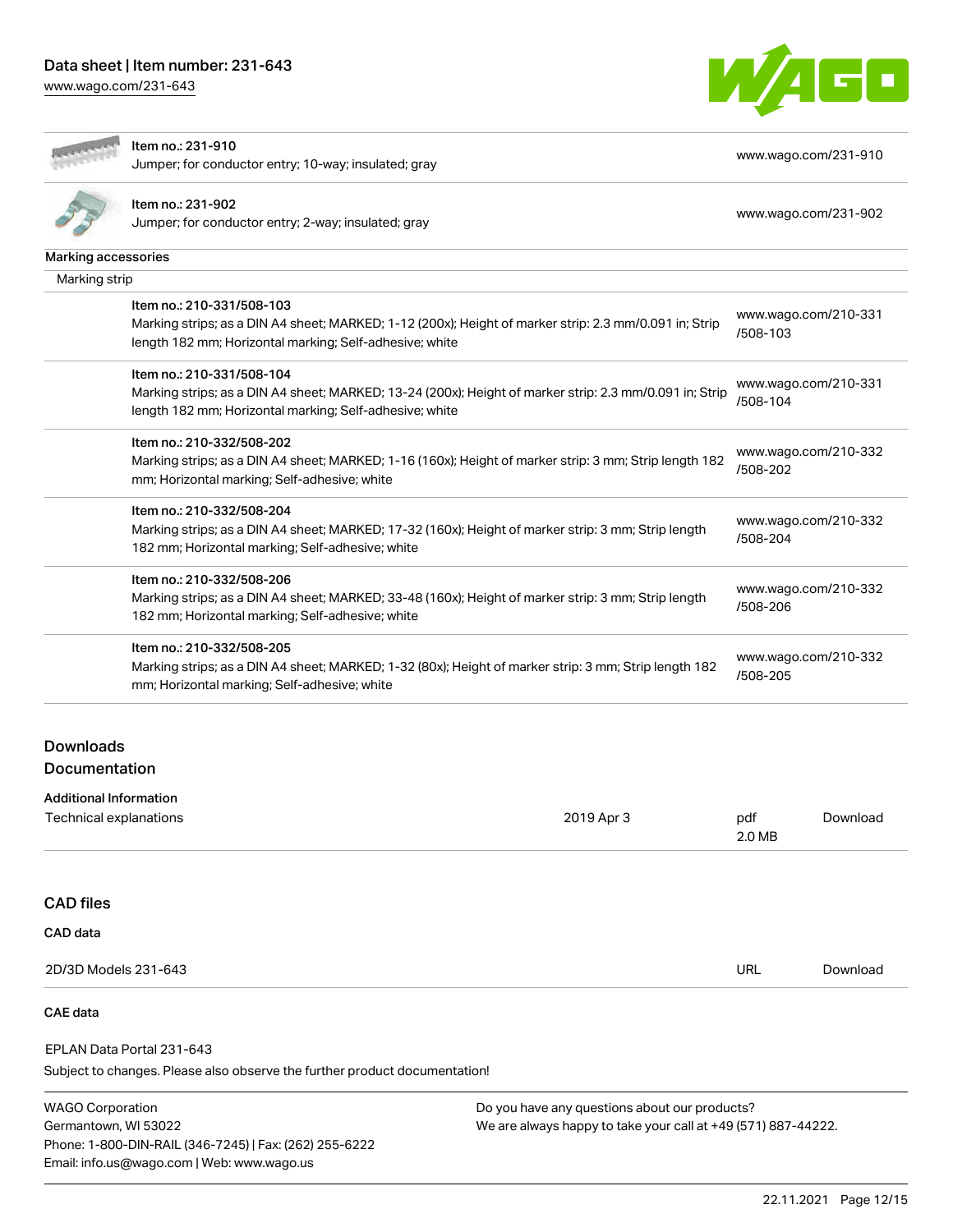| Item | Link |
| --- | --- |
| Item no.: 231-910<br>Jumper; for conductor entry; 10-way; insulated; gray | www.wago.com/231-910 |
| Item no.: 231-902<br>Jumper; for conductor entry; 2-way; insulated; gray | www.wago.com/231-902 |

Marking accessories

Marking strip

| Item | Link |
| --- | --- |
| Item no.: 210-331/508-103<br>Marking strips; as a DIN A4 sheet; MARKED; 1-12 (200x); Height of marker strip: 2.3 mm/0.091 in; Strip length 182 mm; Horizontal marking; Self-adhesive; white | www.wago.com/210-331/508-103 |
| Item no.: 210-331/508-104<br>Marking strips; as a DIN A4 sheet; MARKED; 13-24 (200x); Height of marker strip: 2.3 mm/0.091 in; Strip length 182 mm; Horizontal marking; Self-adhesive; white | www.wago.com/210-331/508-104 |
| Item no.: 210-332/508-202<br>Marking strips; as a DIN A4 sheet; MARKED; 1-16 (160x); Height of marker strip: 3 mm; Strip length 182 mm; Horizontal marking; Self-adhesive; white | www.wago.com/210-332/508-202 |
| Item no.: 210-332/508-204<br>Marking strips; as a DIN A4 sheet; MARKED; 17-32 (160x); Height of marker strip: 3 mm; Strip length 182 mm; Horizontal marking; Self-adhesive; white | www.wago.com/210-332/508-204 |
| Item no.: 210-332/508-206<br>Marking strips; as a DIN A4 sheet; MARKED; 33-48 (160x); Height of marker strip: 3 mm; Strip length 182 mm; Horizontal marking; Self-adhesive; white | www.wago.com/210-332/508-206 |
| Item no.: 210-332/508-205<br>Marking strips; as a DIN A4 sheet; MARKED; 1-32 (80x); Height of marker strip: 3 mm; Strip length 182 mm; Horizontal marking; Self-adhesive; white | www.wago.com/210-332/508-205 |

## Downloads

## Documentation

**Additional Information**

| | | | |
| --- | --- | --- | --- |
| Technical explanations | 2019 Apr 3 | pdf<br>2.0 MB | Download |

## CAD files

**CAD data**

| | | |
| --- | --- | --- |
| 2D/3D Models 231-643 | URL | Download |

**CAE data**

EPLAN Data Portal 231-643

Subject to changes. Please also observe the further product documentation!

WAGO Corporation
Germantown, WI 53022
Phone: 1-800-DIN-RAIL (346-7245) | Fax: (262) 255-6222
Email: info.us@wago.com | Web: www.wago.us

Do you have any questions about our products?
We are always happy to take your call at +49 (571) 887-44222.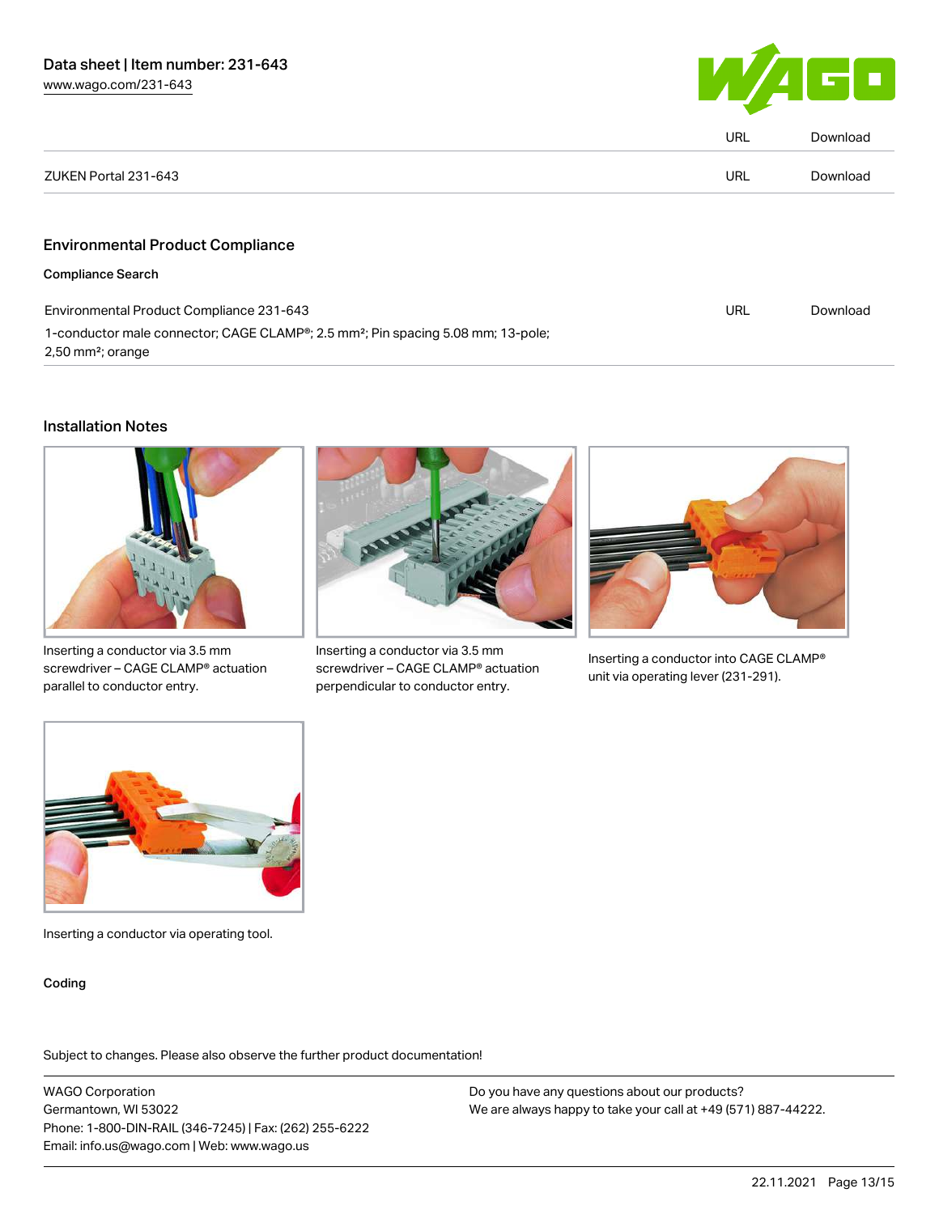| | URL | Download |
|---|---|---|
| ZUKEN Portal 231-643 | URL | Download |

## Environmental Product Compliance

**Compliance Search**

| | | |
|---|---|---|
| Environmental Product Compliance 231-643<br>1-conductor male connector; CAGE CLAMP®; 2.5 mm²; Pin spacing 5.08 mm; 13-pole; 2,50 mm²; orange | URL | Download |

## Installation Notes

Inserting a conductor via 3.5 mm screwdriver – CAGE CLAMP® actuation parallel to conductor entry.

Inserting a conductor via 3.5 mm screwdriver – CAGE CLAMP® actuation perpendicular to conductor entry.

Inserting a conductor into CAGE CLAMP® unit via operating lever (231-291).

Inserting a conductor via operating tool.

**Coding**

Subject to changes. Please also observe the further product documentation!

WAGO Corporation
Germantown, WI 53022
Phone: 1-800-DIN-RAIL (346-7245) | Fax: (262) 255-6222
Email: info.us@wago.com | Web: www.wago.us

Do you have any questions about our products?
We are always happy to take your call at +49 (571) 887-44222.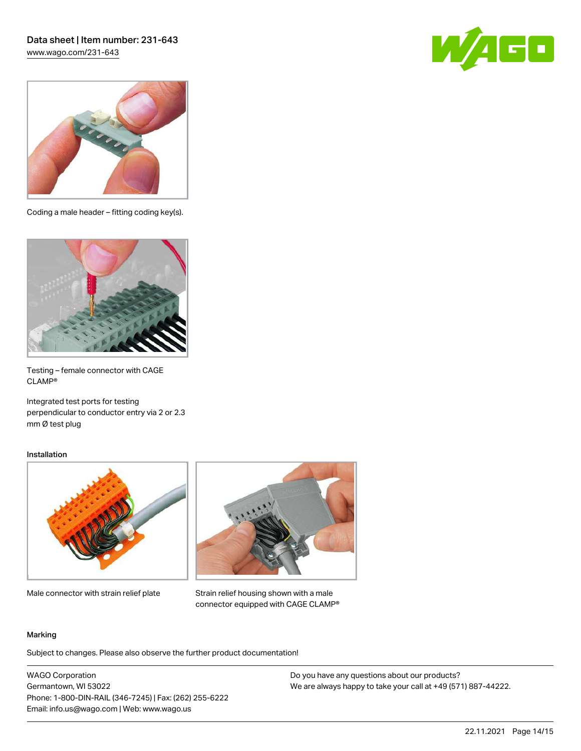Coding a male header – fitting coding key(s).

Testing – female connector with CAGE CLAMP®

Integrated test ports for testing perpendicular to conductor entry via 2 or 2.3 mm Ø test plug

#### Installation

Male connector with strain relief plate

Strain relief housing shown with a male connector equipped with CAGE CLAMP®

#### Marking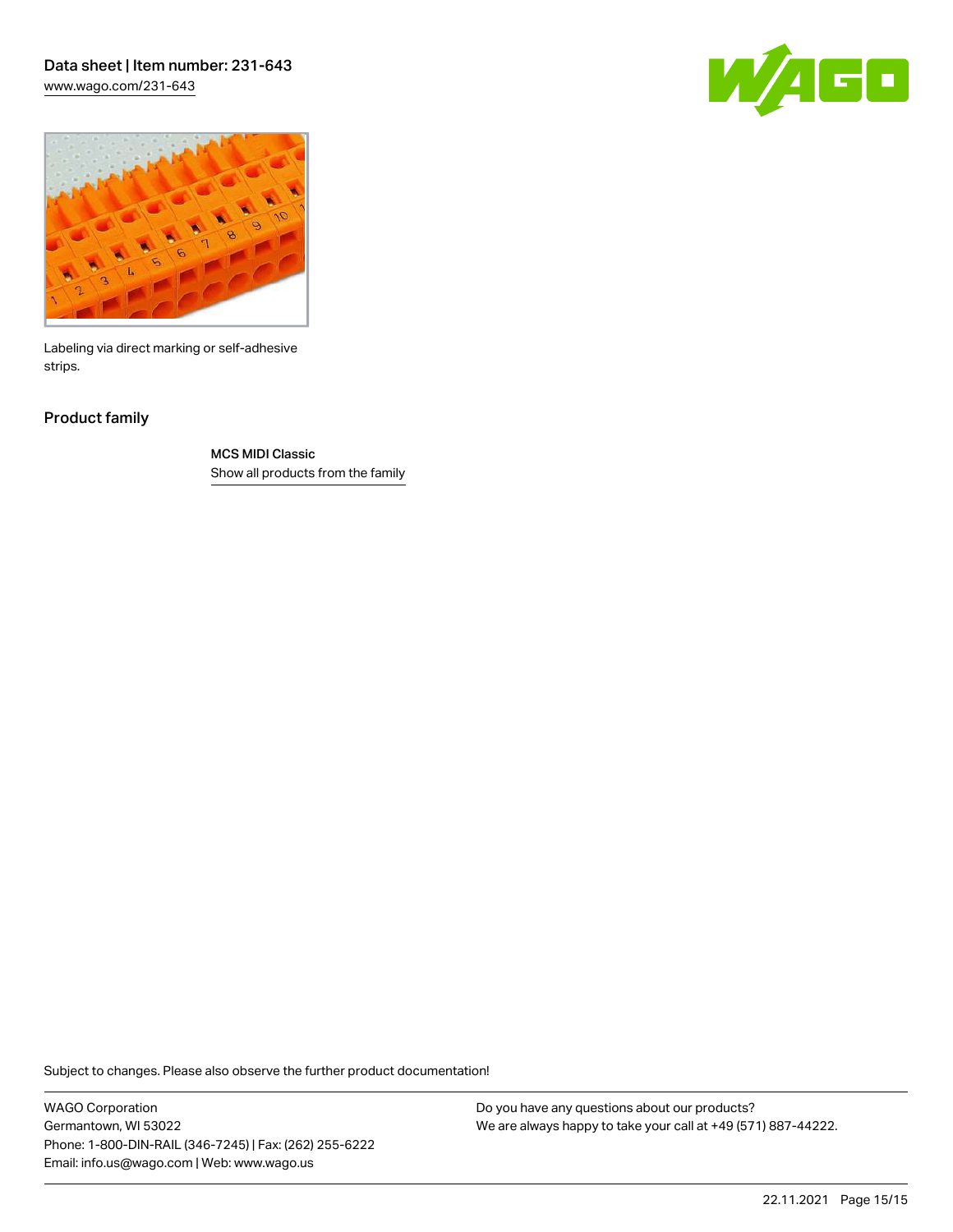Labeling via direct marking or self-adhesive strips.

## Product family

MCS MIDI Classic

Show all products from the family

Subject to changes. Please also observe the further product documentation!

WAGO Corporation
Germantown, WI 53022
Phone: 1-800-DIN-RAIL (346-7245) | Fax: (262) 255-6222
Email: info.us@wago.com | Web: www.wago.us

Do you have any questions about our products?
We are always happy to take your call at +49 (571) 887-44222.